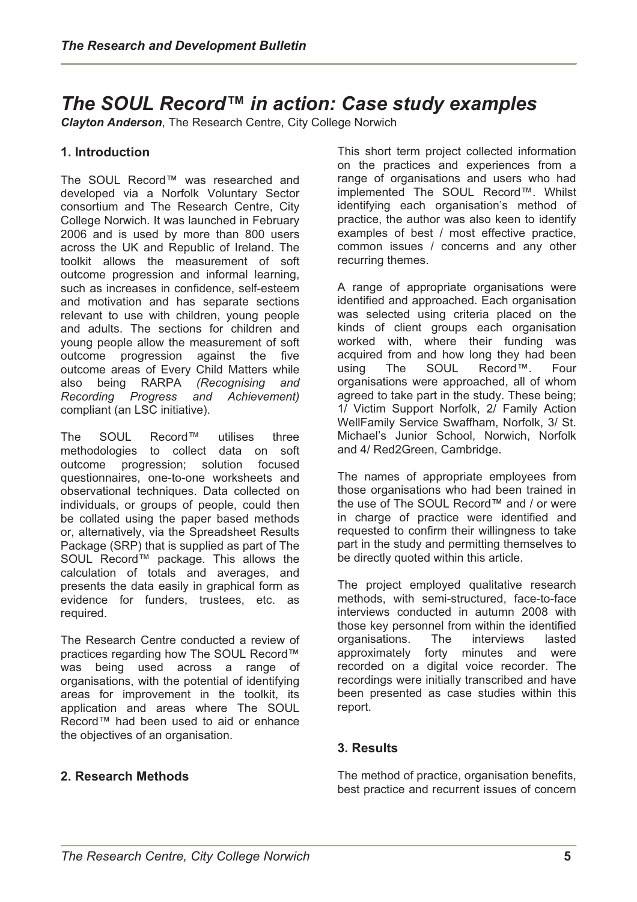# *The SOUL Record™ in action: Case study examples*

***Clayton Anderson***, The Research Centre, City College Norwich

## 1. Introduction

The SOUL Record™ was researched and developed via a Norfolk Voluntary Sector consortium and The Research Centre, City College Norwich. It was launched in February 2006 and is used by more than 800 users across the UK and Republic of Ireland. The toolkit allows the measurement of soft outcome progression and informal learning, such as increases in confidence, self-esteem and motivation and has separate sections relevant to use with children, young people and adults. The sections for children and young people allow the measurement of soft outcome progression against the five outcome areas of Every Child Matters while also being RARPA *(Recognising and Recording Progress and Achievement)* compliant (an LSC initiative).

The SOUL Record™ utilises three methodologies to collect data on soft outcome progression; solution focused questionnaires, one-to-one worksheets and observational techniques. Data collected on individuals, or groups of people, could then be collated using the paper based methods or, alternatively, via the Spreadsheet Results Package (SRP) that is supplied as part of The SOUL Record™ package. This allows the calculation of totals and averages, and presents the data easily in graphical form as evidence for funders, trustees, etc. as required.

The Research Centre conducted a review of practices regarding how The SOUL Record™ was being used across a range of organisations, with the potential of identifying areas for improvement in the toolkit, its application and areas where The SOUL Record™ had been used to aid or enhance the objectives of an organisation.

## 2. Research Methods

This short term project collected information on the practices and experiences from a range of organisations and users who had implemented The SOUL Record™. Whilst identifying each organisation's method of practice, the author was also keen to identify examples of best / most effective practice, common issues / concerns and any other recurring themes.

A range of appropriate organisations were identified and approached. Each organisation was selected using criteria placed on the kinds of client groups each organisation worked with, where their funding was acquired from and how long they had been using The SOUL Record™. Four organisations were approached, all of whom agreed to take part in the study. These being; 1/ Victim Support Norfolk, 2/ Family Action WellFamily Service Swaffham, Norfolk, 3/ St. Michael's Junior School, Norwich, Norfolk and 4/ Red2Green, Cambridge.

The names of appropriate employees from those organisations who had been trained in the use of The SOUL Record™ and / or were in charge of practice were identified and requested to confirm their willingness to take part in the study and permitting themselves to be directly quoted within this article.

The project employed qualitative research methods, with semi-structured, face-to-face interviews conducted in autumn 2008 with those key personnel from within the identified organisations. The interviews lasted approximately forty minutes and were recorded on a digital voice recorder. The recordings were initially transcribed and have been presented as case studies within this report.

## 3. Results

The method of practice, organisation benefits, best practice and recurrent issues of concern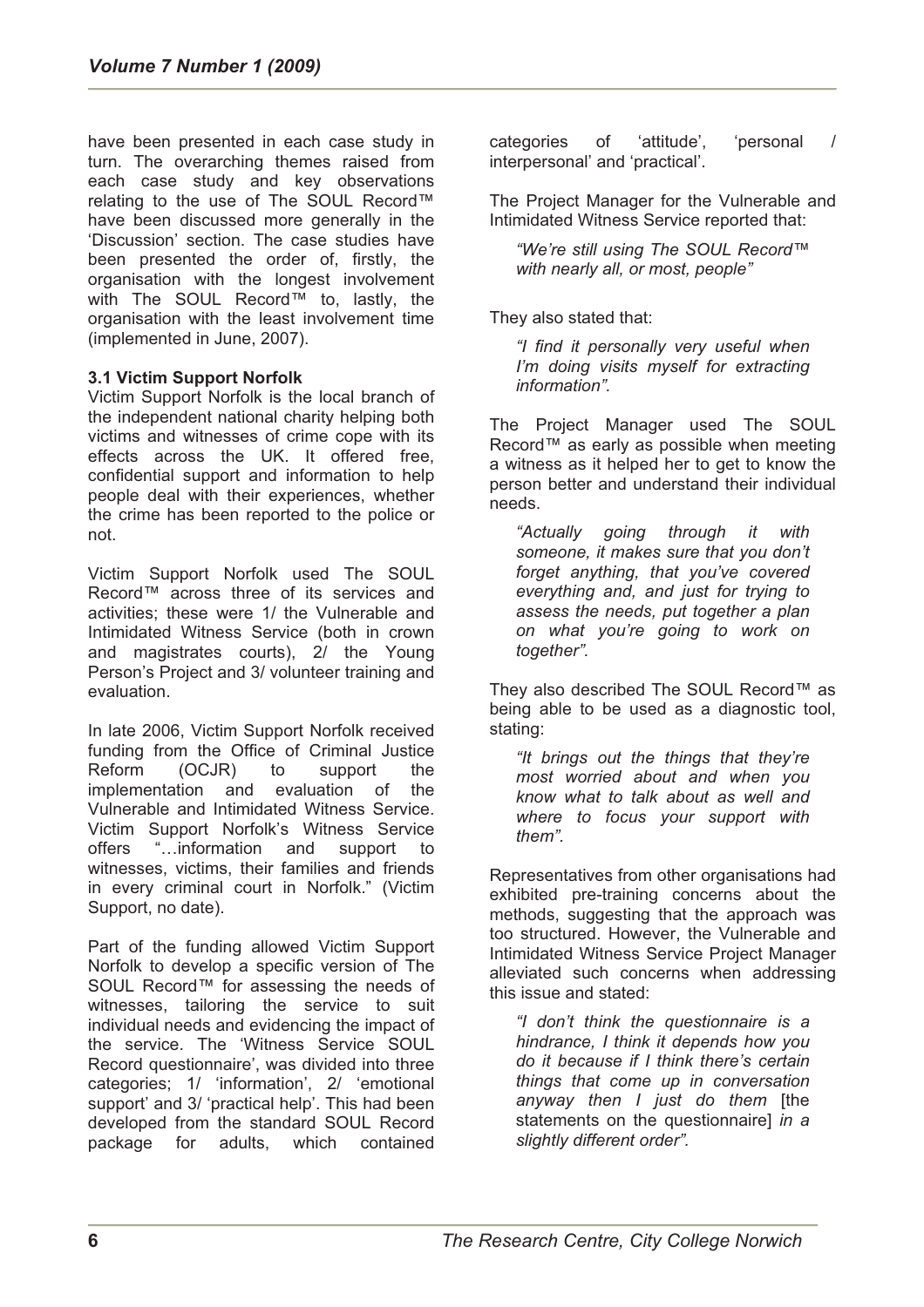have been presented in each case study in turn. The overarching themes raised from each case study and key observations relating to the use of The SOUL Record™ have been discussed more generally in the 'Discussion' section. The case studies have been presented the order of, firstly, the organisation with the longest involvement with The SOUL Record™ to, lastly, the organisation with the least involvement time (implemented in June, 2007).

### 3.1 Victim Support Norfolk

Victim Support Norfolk is the local branch of the independent national charity helping both victims and witnesses of crime cope with its effects across the UK. It offered free, confidential support and information to help people deal with their experiences, whether the crime has been reported to the police or not.

Victim Support Norfolk used The SOUL Record™ across three of its services and activities; these were 1/ the Vulnerable and Intimidated Witness Service (both in crown and magistrates courts), 2/ the Young Person's Project and 3/ volunteer training and evaluation.

In late 2006, Victim Support Norfolk received funding from the Office of Criminal Justice Reform (OCJR) to support the implementation and evaluation of the Vulnerable and Intimidated Witness Service. Victim Support Norfolk's Witness Service offers "…information and support to witnesses, victims, their families and friends in every criminal court in Norfolk." (Victim Support, no date).

Part of the funding allowed Victim Support Norfolk to develop a specific version of The SOUL Record™ for assessing the needs of witnesses, tailoring the service to suit individual needs and evidencing the impact of the service. The 'Witness Service SOUL Record questionnaire', was divided into three categories; 1/ 'information', 2/ 'emotional support' and 3/ 'practical help'. This had been developed from the standard SOUL Record package for adults, which contained categories of 'attitude', 'personal / interpersonal' and 'practical'.

The Project Manager for the Vulnerable and Intimidated Witness Service reported that:

> *"We're still using The SOUL Record™ with nearly all, or most, people"*

They also stated that:

> *"I find it personally very useful when I'm doing visits myself for extracting information".*

The Project Manager used The SOUL Record™ as early as possible when meeting a witness as it helped her to get to know the person better and understand their individual needs.

> *"Actually going through it with someone, it makes sure that you don't forget anything, that you've covered everything and, and just for trying to assess the needs, put together a plan on what you're going to work on together".*

They also described The SOUL Record™ as being able to be used as a diagnostic tool, stating:

> *"It brings out the things that they're most worried about and when you know what to talk about as well and where to focus your support with them".*

Representatives from other organisations had exhibited pre-training concerns about the methods, suggesting that the approach was too structured. However, the Vulnerable and Intimidated Witness Service Project Manager alleviated such concerns when addressing this issue and stated:

> *"I don't think the questionnaire is a hindrance, I think it depends how you do it because if I think there's certain things that come up in conversation anyway then I just do them* [the statements on the questionnaire] *in a slightly different order".*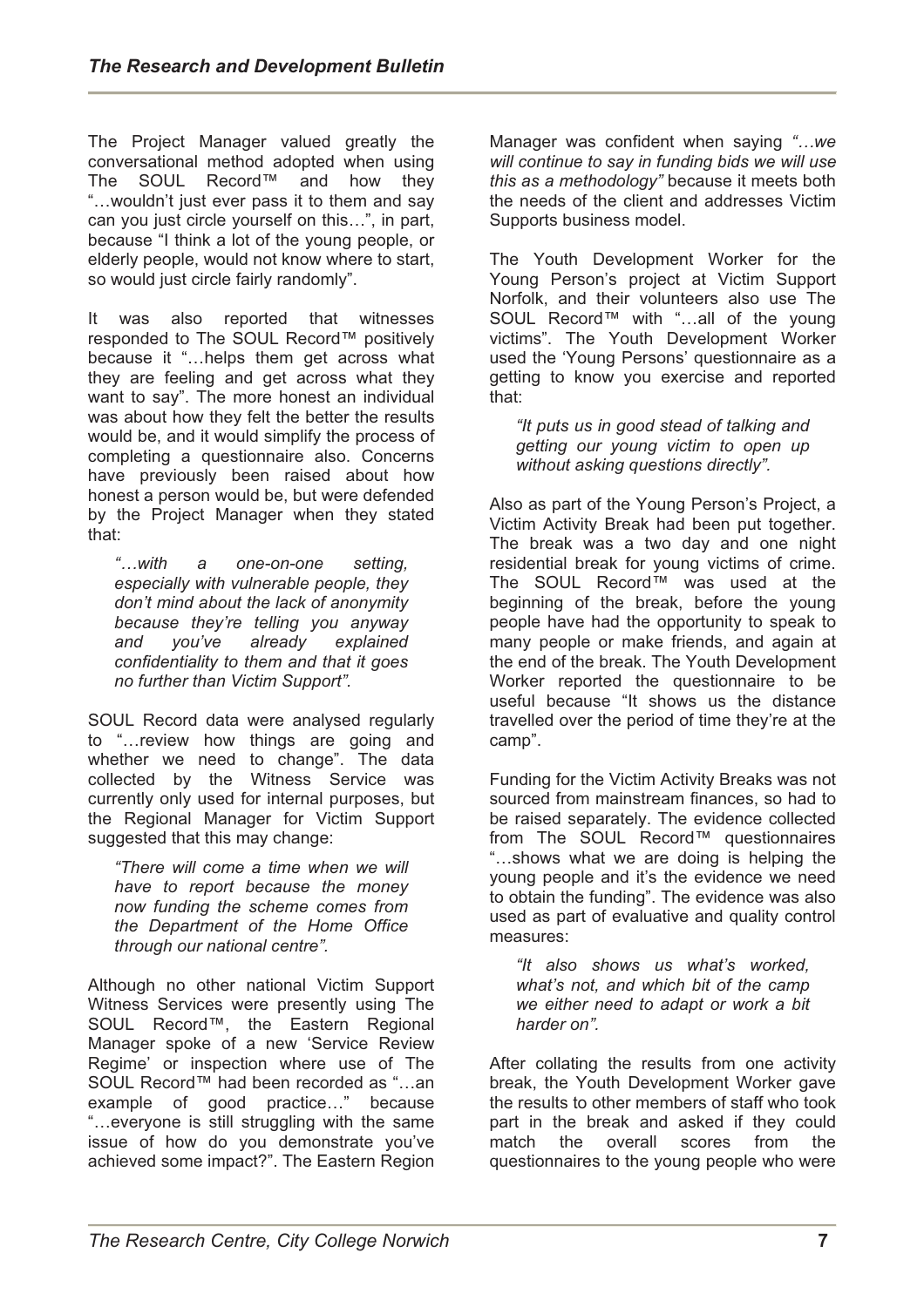The Project Manager valued greatly the conversational method adopted when using The SOUL Record™ and how they "…wouldn't just ever pass it to them and say can you just circle yourself on this…", in part, because "I think a lot of the young people, or elderly people, would not know where to start, so would just circle fairly randomly".

It was also reported that witnesses responded to The SOUL Record™ positively because it "…helps them get across what they are feeling and get across what they want to say". The more honest an individual was about how they felt the better the results would be, and it would simplify the process of completing a questionnaire also. Concerns have previously been raised about how honest a person would be, but were defended by the Project Manager when they stated that:

> *"…with a one-on-one setting, especially with vulnerable people, they don't mind about the lack of anonymity because they're telling you anyway and you've already explained confidentiality to them and that it goes no further than Victim Support".*

SOUL Record data were analysed regularly to "…review how things are going and whether we need to change". The data collected by the Witness Service was currently only used for internal purposes, but the Regional Manager for Victim Support suggested that this may change:

> *"There will come a time when we will have to report because the money now funding the scheme comes from the Department of the Home Office through our national centre".*

Although no other national Victim Support Witness Services were presently using The SOUL Record™, the Eastern Regional Manager spoke of a new 'Service Review Regime' or inspection where use of The SOUL Record™ had been recorded as "…an example of good practice…" because "…everyone is still struggling with the same issue of how do you demonstrate you've achieved some impact?". The Eastern Region Manager was confident when saying *"…we will continue to say in funding bids we will use this as a methodology"* because it meets both the needs of the client and addresses Victim Supports business model.

The Youth Development Worker for the Young Person's project at Victim Support Norfolk, and their volunteers also use The SOUL Record™ with "…all of the young victims". The Youth Development Worker used the 'Young Persons' questionnaire as a getting to know you exercise and reported that:

> *"It puts us in good stead of talking and getting our young victim to open up without asking questions directly".*

Also as part of the Young Person's Project, a Victim Activity Break had been put together. The break was a two day and one night residential break for young victims of crime. The SOUL Record™ was used at the beginning of the break, before the young people have had the opportunity to speak to many people or make friends, and again at the end of the break. The Youth Development Worker reported the questionnaire to be useful because "It shows us the distance travelled over the period of time they're at the camp".

Funding for the Victim Activity Breaks was not sourced from mainstream finances, so had to be raised separately. The evidence collected from The SOUL Record™ questionnaires "…shows what we are doing is helping the young people and it's the evidence we need to obtain the funding". The evidence was also used as part of evaluative and quality control measures:

> *"It also shows us what's worked, what's not, and which bit of the camp we either need to adapt or work a bit harder on".*

After collating the results from one activity break, the Youth Development Worker gave the results to other members of staff who took part in the break and asked if they could match the overall scores from the questionnaires to the young people who were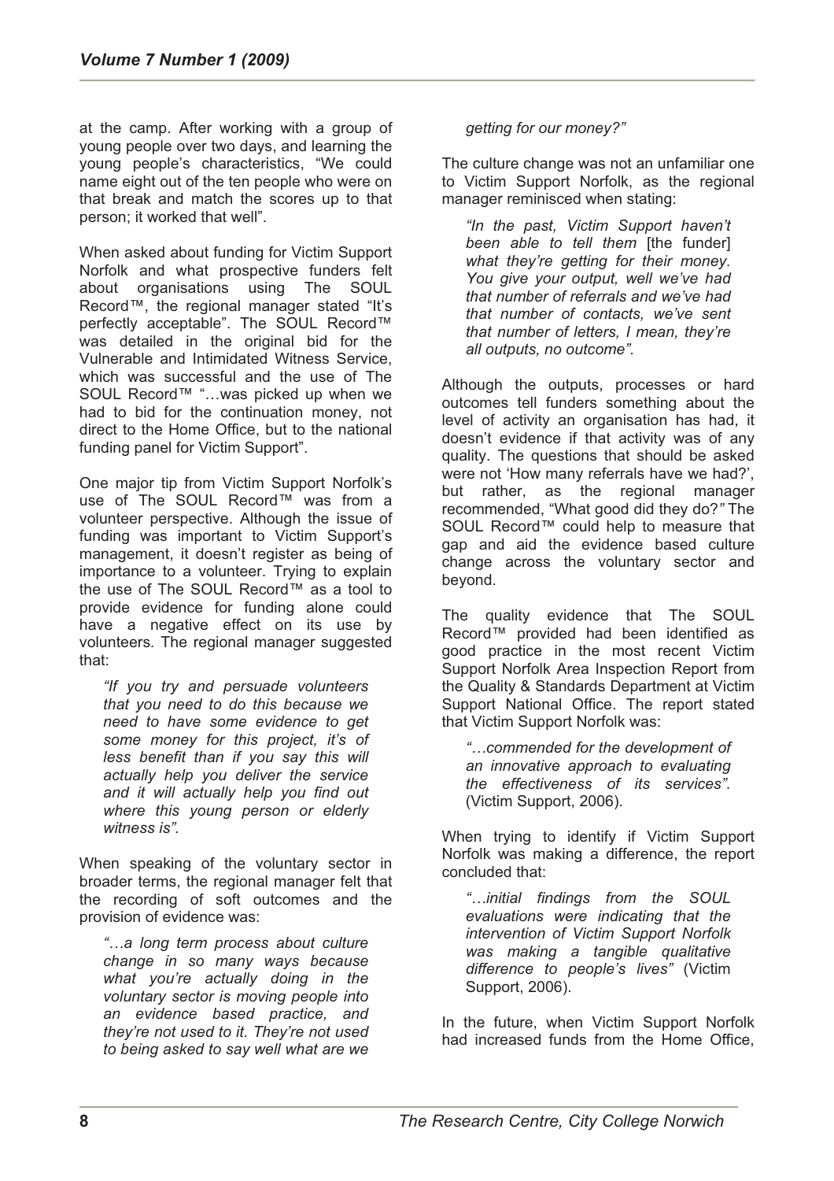at the camp. After working with a group of young people over two days, and learning the young people's characteristics, "We could name eight out of the ten people who were on that break and match the scores up to that person; it worked that well".

When asked about funding for Victim Support Norfolk and what prospective funders felt about organisations using The SOUL Record™, the regional manager stated "It's perfectly acceptable". The SOUL Record™ was detailed in the original bid for the Vulnerable and Intimidated Witness Service, which was successful and the use of The SOUL Record™ "…was picked up when we had to bid for the continuation money, not direct to the Home Office, but to the national funding panel for Victim Support".

One major tip from Victim Support Norfolk's use of The SOUL Record™ was from a volunteer perspective. Although the issue of funding was important to Victim Support's management, it doesn't register as being of importance to a volunteer. Trying to explain the use of The SOUL Record™ as a tool to provide evidence for funding alone could have a negative effect on its use by volunteers. The regional manager suggested that:

> *"If you try and persuade volunteers that you need to do this because we need to have some evidence to get some money for this project, it's of less benefit than if you say this will actually help you deliver the service and it will actually help you find out where this young person or elderly witness is".*

When speaking of the voluntary sector in broader terms, the regional manager felt that the recording of soft outcomes and the provision of evidence was:

> *"…a long term process about culture change in so many ways because what you're actually doing in the voluntary sector is moving people into an evidence based practice, and they're not used to it. They're not used to being asked to say well what are we getting for our money?"*

The culture change was not an unfamiliar one to Victim Support Norfolk, as the regional manager reminisced when stating:

> *"In the past, Victim Support haven't been able to tell them* [the funder] *what they're getting for their money. You give your output, well we've had that number of referrals and we've had that number of contacts, we've sent that number of letters, I mean, they're all outputs, no outcome".*

Although the outputs, processes or hard outcomes tell funders something about the level of activity an organisation has had, it doesn't evidence if that activity was of any quality. The questions that should be asked were not 'How many referrals have we had?', but rather, as the regional manager recommended, "What good did they do?*"* The SOUL Record™ could help to measure that gap and aid the evidence based culture change across the voluntary sector and beyond.

The quality evidence that The SOUL Record™ provided had been identified as good practice in the most recent Victim Support Norfolk Area Inspection Report from the Quality & Standards Department at Victim Support National Office. The report stated that Victim Support Norfolk was:

> *"…commended for the development of an innovative approach to evaluating the effectiveness of its services".* (Victim Support, 2006).

When trying to identify if Victim Support Norfolk was making a difference, the report concluded that:

> *"…initial findings from the SOUL evaluations were indicating that the intervention of Victim Support Norfolk was making a tangible qualitative difference to people's lives"* (Victim Support, 2006).

In the future, when Victim Support Norfolk had increased funds from the Home Office,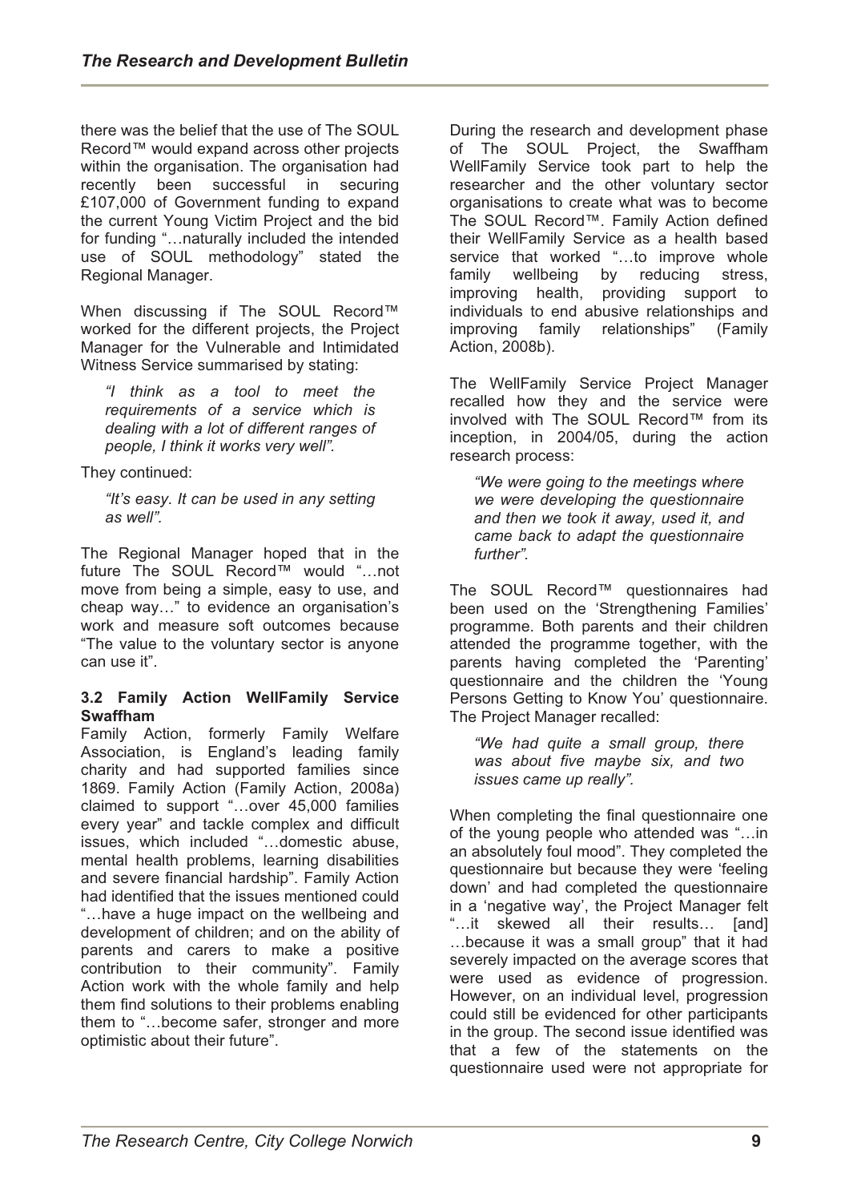there was the belief that the use of The SOUL Record™ would expand across other projects within the organisation. The organisation had recently been successful in securing £107,000 of Government funding to expand the current Young Victim Project and the bid for funding "…naturally included the intended use of SOUL methodology" stated the Regional Manager.

When discussing if The SOUL Record™ worked for the different projects, the Project Manager for the Vulnerable and Intimidated Witness Service summarised by stating:

> *"I think as a tool to meet the requirements of a service which is dealing with a lot of different ranges of people, I think it works very well".*

They continued:

> *"It's easy. It can be used in any setting as well".*

The Regional Manager hoped that in the future The SOUL Record™ would "…not move from being a simple, easy to use, and cheap way…" to evidence an organisation's work and measure soft outcomes because "The value to the voluntary sector is anyone can use it".

### 3.2 Family Action WellFamily Service Swaffham

Family Action, formerly Family Welfare Association, is England's leading family charity and had supported families since 1869. Family Action (Family Action, 2008a) claimed to support "…over 45,000 families every year" and tackle complex and difficult issues, which included "…domestic abuse, mental health problems, learning disabilities and severe financial hardship". Family Action had identified that the issues mentioned could "…have a huge impact on the wellbeing and development of children; and on the ability of parents and carers to make a positive contribution to their community". Family Action work with the whole family and help them find solutions to their problems enabling them to "…become safer, stronger and more optimistic about their future".

During the research and development phase of The SOUL Project, the Swaffham WellFamily Service took part to help the researcher and the other voluntary sector organisations to create what was to become The SOUL Record™. Family Action defined their WellFamily Service as a health based service that worked "…to improve whole family wellbeing by reducing stress, improving health, providing support to individuals to end abusive relationships and improving family relationships" (Family Action, 2008b).

The WellFamily Service Project Manager recalled how they and the service were involved with The SOUL Record™ from its inception, in 2004/05, during the action research process:

> *"We were going to the meetings where we were developing the questionnaire and then we took it away, used it, and came back to adapt the questionnaire further".*

The SOUL Record™ questionnaires had been used on the 'Strengthening Families' programme. Both parents and their children attended the programme together, with the parents having completed the 'Parenting' questionnaire and the children the 'Young Persons Getting to Know You' questionnaire. The Project Manager recalled:

> *"We had quite a small group, there was about five maybe six, and two issues came up really".*

When completing the final questionnaire one of the young people who attended was "…in an absolutely foul mood". They completed the questionnaire but because they were 'feeling down' and had completed the questionnaire in a 'negative way', the Project Manager felt "…it skewed all their results… [and] …because it was a small group" that it had severely impacted on the average scores that were used as evidence of progression. However, on an individual level, progression could still be evidenced for other participants in the group. The second issue identified was that a few of the statements on the questionnaire used were not appropriate for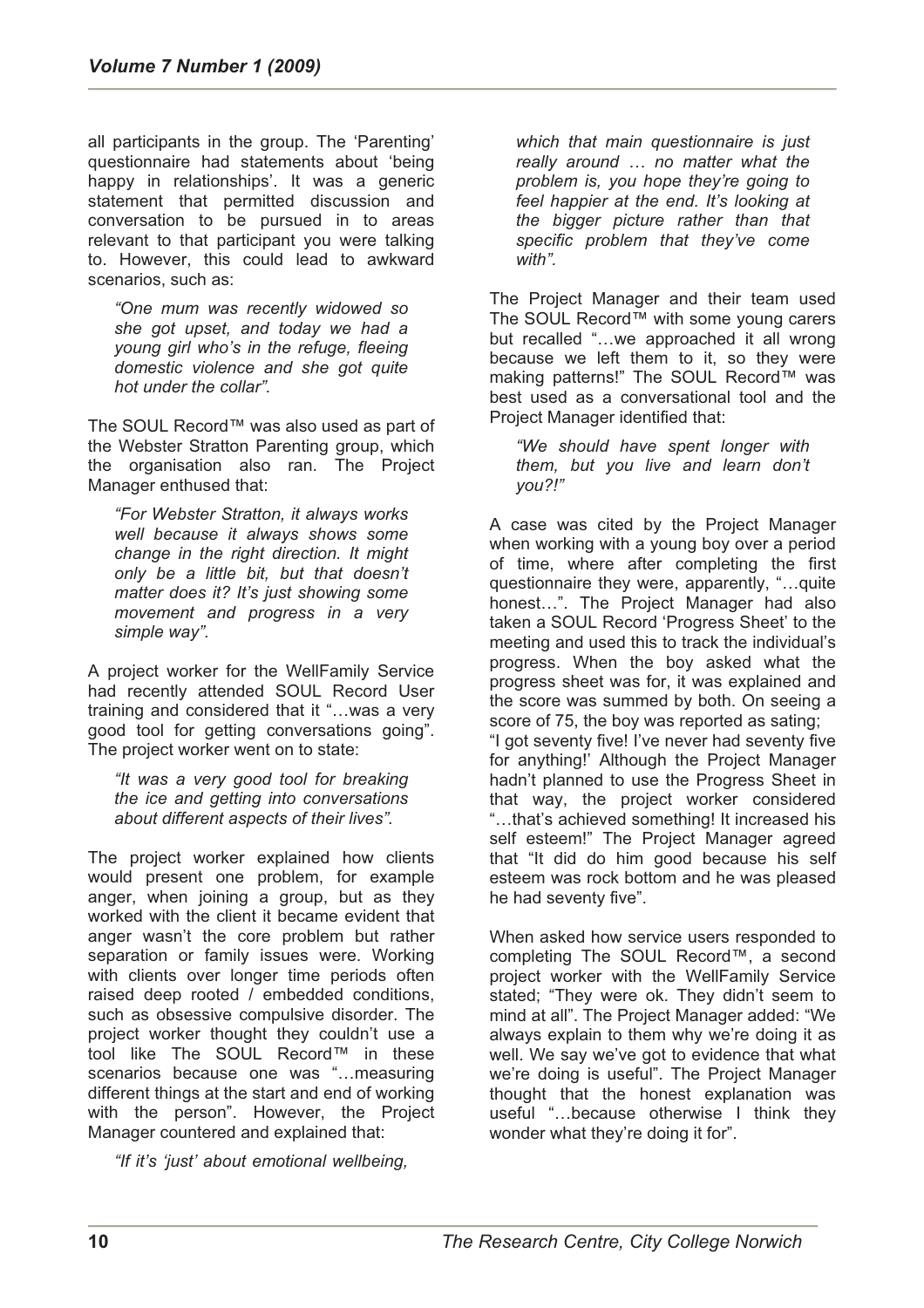all participants in the group. The 'Parenting' questionnaire had statements about 'being happy in relationships'. It was a generic statement that permitted discussion and conversation to be pursued in to areas relevant to that participant you were talking to. However, this could lead to awkward scenarios, such as:

> *"One mum was recently widowed so she got upset, and today we had a young girl who's in the refuge, fleeing domestic violence and she got quite hot under the collar".*

The SOUL Record™ was also used as part of the Webster Stratton Parenting group, which the organisation also ran. The Project Manager enthused that:

> *"For Webster Stratton, it always works well because it always shows some change in the right direction. It might only be a little bit, but that doesn't matter does it? It's just showing some movement and progress in a very simple way".*

A project worker for the WellFamily Service had recently attended SOUL Record User training and considered that it "…was a very good tool for getting conversations going". The project worker went on to state:

> *"It was a very good tool for breaking the ice and getting into conversations about different aspects of their lives".*

The project worker explained how clients would present one problem, for example anger, when joining a group, but as they worked with the client it became evident that anger wasn't the core problem but rather separation or family issues were. Working with clients over longer time periods often raised deep rooted / embedded conditions, such as obsessive compulsive disorder. The project worker thought they couldn't use a tool like The SOUL Record™ in these scenarios because one was "…measuring different things at the start and end of working with the person". However, the Project Manager countered and explained that:

> *"If it's 'just' about emotional wellbeing, which that main questionnaire is just really around … no matter what the problem is, you hope they're going to feel happier at the end. It's looking at the bigger picture rather than that specific problem that they've come with".*

The Project Manager and their team used The SOUL Record™ with some young carers but recalled "…we approached it all wrong because we left them to it, so they were making patterns!" The SOUL Record™ was best used as a conversational tool and the Project Manager identified that:

> *"We should have spent longer with them, but you live and learn don't you?!"*

A case was cited by the Project Manager when working with a young boy over a period of time, where after completing the first questionnaire they were, apparently, "…quite honest…". The Project Manager had also taken a SOUL Record 'Progress Sheet' to the meeting and used this to track the individual's progress. When the boy asked what the progress sheet was for, it was explained and the score was summed by both. On seeing a score of 75, the boy was reported as sating;
"I got seventy five! I've never had seventy five for anything!' Although the Project Manager hadn't planned to use the Progress Sheet in that way, the project worker considered "…that's achieved something! It increased his self esteem!" The Project Manager agreed that "It did do him good because his self esteem was rock bottom and he was pleased he had seventy five".

When asked how service users responded to completing The SOUL Record™, a second project worker with the WellFamily Service stated; "They were ok. They didn't seem to mind at all". The Project Manager added: "We always explain to them why we're doing it as well. We say we've got to evidence that what we're doing is useful". The Project Manager thought that the honest explanation was useful "…because otherwise I think they wonder what they're doing it for".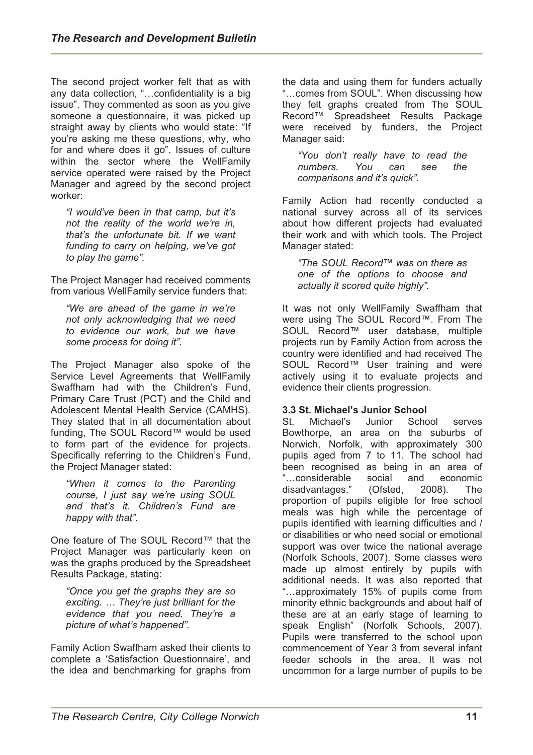The second project worker felt that as with any data collection, "…confidentiality is a big issue". They commented as soon as you give someone a questionnaire, it was picked up straight away by clients who would state: "If you're asking me these questions, why, who for and where does it go". Issues of culture within the sector where the WellFamily service operated were raised by the Project Manager and agreed by the second project worker:

> *"I would've been in that camp, but it's not the reality of the world we're in, that's the unfortunate bit. If we want funding to carry on helping, we've got to play the game".*

The Project Manager had received comments from various WellFamily service funders that:

> *"We are ahead of the game in we're not only acknowledging that we need to evidence our work, but we have some process for doing it".*

The Project Manager also spoke of the Service Level Agreements that WellFamily Swaffham had with the Children's Fund, Primary Care Trust (PCT) and the Child and Adolescent Mental Health Service (CAMHS). They stated that in all documentation about funding, The SOUL Record™ would be used to form part of the evidence for projects. Specifically referring to the Children's Fund, the Project Manager stated:

> *"When it comes to the Parenting course, I just say we're using SOUL and that's it. Children's Fund are happy with that".*

One feature of The SOUL Record™ that the Project Manager was particularly keen on was the graphs produced by the Spreadsheet Results Package, stating:

> *"Once you get the graphs they are so exciting. … They're just brilliant for the evidence that you need. They're a picture of what's happened".*

Family Action Swaffham asked their clients to complete a 'Satisfaction Questionnaire', and the idea and benchmarking for graphs from the data and using them for funders actually "…comes from SOUL". When discussing how they felt graphs created from The SOUL Record™ Spreadsheet Results Package were received by funders, the Project Manager said:

> *"You don't really have to read the numbers. You can see the comparisons and it's quick".*

Family Action had recently conducted a national survey across all of its services about how different projects had evaluated their work and with which tools. The Project Manager stated:

> *"The SOUL Record™ was on there as one of the options to choose and actually it scored quite highly".*

It was not only WellFamily Swaffham that were using The SOUL Record™. From The SOUL Record™ user database, multiple projects run by Family Action from across the country were identified and had received The SOUL Record™ User training and were actively using it to evaluate projects and evidence their clients progression.

### 3.3 St. Michael's Junior School

St. Michael's Junior School serves Bowthorpe, an area on the suburbs of Norwich, Norfolk, with approximately 300 pupils aged from 7 to 11. The school had been recognised as being in an area of "…considerable social and economic disadvantages." (Ofsted, 2008). The proportion of pupils eligible for free school meals was high while the percentage of pupils identified with learning difficulties and / or disabilities or who need social or emotional support was over twice the national average (Norfolk Schools, 2007). Some classes were made up almost entirely by pupils with additional needs. It was also reported that "…approximately 15% of pupils come from minority ethnic backgrounds and about half of these are at an early stage of learning to speak English" (Norfolk Schools, 2007). Pupils were transferred to the school upon commencement of Year 3 from several infant feeder schools in the area. It was not uncommon for a large number of pupils to be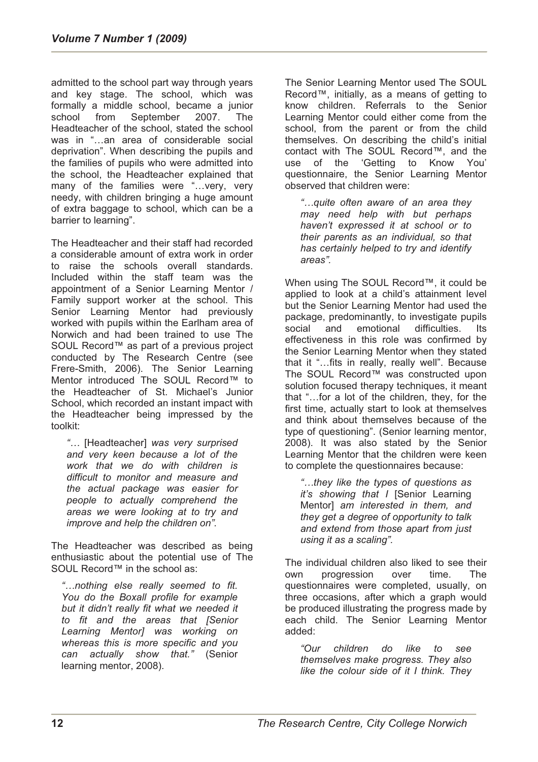admitted to the school part way through years and key stage. The school, which was formally a middle school, became a junior school from September 2007. The Headteacher of the school, stated the school was in "…an area of considerable social deprivation". When describing the pupils and the families of pupils who were admitted into the school, the Headteacher explained that many of the families were "…very, very needy, with children bringing a huge amount of extra baggage to school, which can be a barrier to learning".

The Headteacher and their staff had recorded a considerable amount of extra work in order to raise the schools overall standards. Included within the staff team was the appointment of a Senior Learning Mentor / Family support worker at the school. This Senior Learning Mentor had previously worked with pupils within the Earlham area of Norwich and had been trained to use The SOUL Record™ as part of a previous project conducted by The Research Centre (see Frere-Smith, 2006). The Senior Learning Mentor introduced The SOUL Record™ to the Headteacher of St. Michael's Junior School, which recorded an instant impact with the Headteacher being impressed by the toolkit:

> *"…* [Headteacher] *was very surprised and very keen because a lot of the work that we do with children is difficult to monitor and measure and the actual package was easier for people to actually comprehend the areas we were looking at to try and improve and help the children on".*

The Headteacher was described as being enthusiastic about the potential use of The SOUL Record™ in the school as:

> *"…nothing else really seemed to fit. You do the Boxall profile for example but it didn't really fit what we needed it to fit and the areas that [Senior Learning Mentor] was working on whereas this is more specific and you can actually show that."* (Senior learning mentor, 2008).

The Senior Learning Mentor used The SOUL Record™, initially, as a means of getting to know children. Referrals to the Senior Learning Mentor could either come from the school, from the parent or from the child themselves. On describing the child's initial contact with The SOUL Record™, and the use of the 'Getting to Know You' questionnaire, the Senior Learning Mentor observed that children were:

> *"…quite often aware of an area they may need help with but perhaps haven't expressed it at school or to their parents as an individual, so that has certainly helped to try and identify areas".*

When using The SOUL Record™, it could be applied to look at a child's attainment level but the Senior Learning Mentor had used the package, predominantly, to investigate pupils social and emotional difficulties. Its effectiveness in this role was confirmed by the Senior Learning Mentor when they stated that it "…fits in really, really well". Because The SOUL Record™ was constructed upon solution focused therapy techniques, it meant that "…for a lot of the children, they, for the first time, actually start to look at themselves and think about themselves because of the type of questioning". (Senior learning mentor, 2008). It was also stated by the Senior Learning Mentor that the children were keen to complete the questionnaires because:

> *"…they like the types of questions as it's showing that I* [Senior Learning Mentor] *am interested in them, and they get a degree of opportunity to talk and extend from those apart from just using it as a scaling".*

The individual children also liked to see their own progression over time. The questionnaires were completed, usually, on three occasions, after which a graph would be produced illustrating the progress made by each child. The Senior Learning Mentor added:

> *"Our children do like to see themselves make progress. They also like the colour side of it I think. They*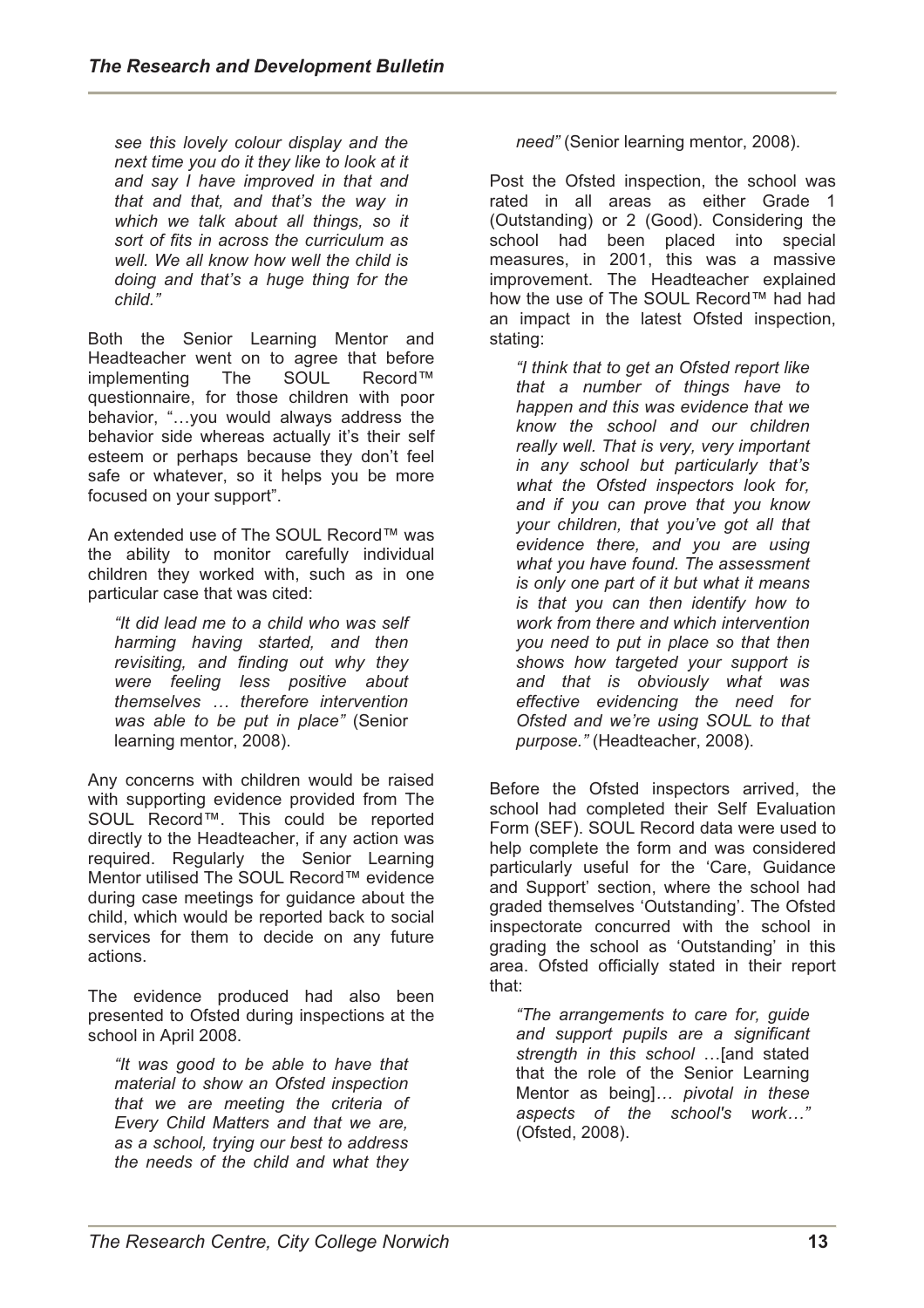*see this lovely colour display and the next time you do it they like to look at it and say I have improved in that and that and that, and that's the way in which we talk about all things, so it sort of fits in across the curriculum as well. We all know how well the child is doing and that's a huge thing for the child."*

Both the Senior Learning Mentor and Headteacher went on to agree that before implementing The SOUL Record™ questionnaire, for those children with poor behavior, "…you would always address the behavior side whereas actually it's their self esteem or perhaps because they don't feel safe or whatever, so it helps you be more focused on your support".

An extended use of The SOUL Record™ was the ability to monitor carefully individual children they worked with, such as in one particular case that was cited:

> *"It did lead me to a child who was self harming having started, and then revisiting, and finding out why they were feeling less positive about themselves … therefore intervention was able to be put in place"* (Senior learning mentor, 2008).

Any concerns with children would be raised with supporting evidence provided from The SOUL Record™. This could be reported directly to the Headteacher, if any action was required. Regularly the Senior Learning Mentor utilised The SOUL Record™ evidence during case meetings for guidance about the child, which would be reported back to social services for them to decide on any future actions.

The evidence produced had also been presented to Ofsted during inspections at the school in April 2008.

> *"It was good to be able to have that material to show an Ofsted inspection that we are meeting the criteria of Every Child Matters and that we are, as a school, trying our best to address the needs of the child and what they need"* (Senior learning mentor, 2008).

Post the Ofsted inspection, the school was rated in all areas as either Grade 1 (Outstanding) or 2 (Good). Considering the school had been placed into special measures, in 2001, this was a massive improvement. The Headteacher explained how the use of The SOUL Record™ had had an impact in the latest Ofsted inspection, stating:

> *"I think that to get an Ofsted report like that a number of things have to happen and this was evidence that we know the school and our children really well. That is very, very important in any school but particularly that's what the Ofsted inspectors look for, and if you can prove that you know your children, that you've got all that evidence there, and you are using what you have found. The assessment is only one part of it but what it means is that you can then identify how to work from there and which intervention you need to put in place so that then shows how targeted your support is and that is obviously what was effective evidencing the need for Ofsted and we're using SOUL to that purpose."* (Headteacher, 2008).

Before the Ofsted inspectors arrived, the school had completed their Self Evaluation Form (SEF). SOUL Record data were used to help complete the form and was considered particularly useful for the 'Care, Guidance and Support' section, where the school had graded themselves 'Outstanding'. The Ofsted inspectorate concurred with the school in grading the school as 'Outstanding' in this area. Ofsted officially stated in their report that:

> *"The arrangements to care for, guide and support pupils are a significant strength in this school …*[and stated that the role of the Senior Learning Mentor as being]*… pivotal in these aspects of the school's work…"* (Ofsted, 2008).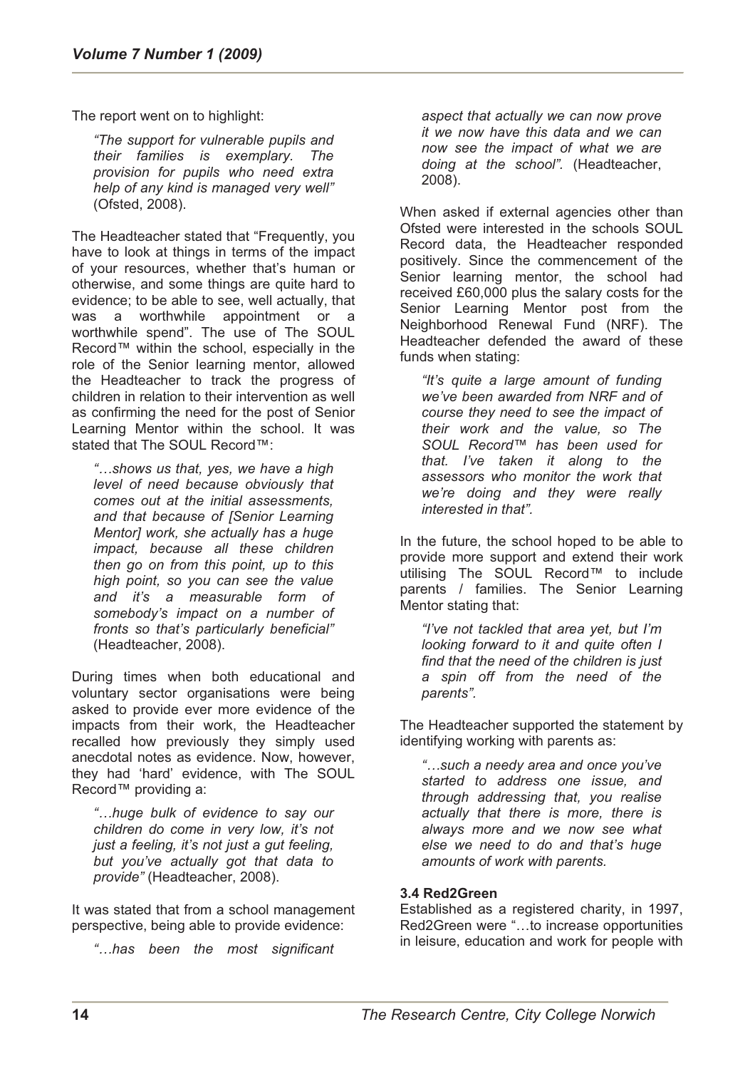The report went on to highlight:

> *"The support for vulnerable pupils and their families is exemplary. The provision for pupils who need extra help of any kind is managed very well"* (Ofsted, 2008).

The Headteacher stated that "Frequently, you have to look at things in terms of the impact of your resources, whether that's human or otherwise, and some things are quite hard to evidence; to be able to see, well actually, that was a worthwhile appointment or a worthwhile spend". The use of The SOUL Record™ within the school, especially in the role of the Senior learning mentor, allowed the Headteacher to track the progress of children in relation to their intervention as well as confirming the need for the post of Senior Learning Mentor within the school. It was stated that The SOUL Record™:

> *"…shows us that, yes, we have a high level of need because obviously that comes out at the initial assessments, and that because of [Senior Learning Mentor] work, she actually has a huge impact, because all these children then go on from this point, up to this high point, so you can see the value and it's a measurable form of somebody's impact on a number of fronts so that's particularly beneficial"* (Headteacher, 2008).

During times when both educational and voluntary sector organisations were being asked to provide ever more evidence of the impacts from their work, the Headteacher recalled how previously they simply used anecdotal notes as evidence. Now, however, they had 'hard' evidence, with The SOUL Record™ providing a:

> *"…huge bulk of evidence to say our children do come in very low, it's not just a feeling, it's not just a gut feeling, but you've actually got that data to provide"* (Headteacher, 2008).

It was stated that from a school management perspective, being able to provide evidence:

> *"…has been the most significant aspect that actually we can now prove it we now have this data and we can now see the impact of what we are doing at the school".* (Headteacher, 2008).

When asked if external agencies other than Ofsted were interested in the schools SOUL Record data, the Headteacher responded positively. Since the commencement of the Senior learning mentor, the school had received £60,000 plus the salary costs for the Senior Learning Mentor post from the Neighborhood Renewal Fund (NRF). The Headteacher defended the award of these funds when stating:

> *"It's quite a large amount of funding we've been awarded from NRF and of course they need to see the impact of their work and the value, so The SOUL Record™ has been used for that. I've taken it along to the assessors who monitor the work that we're doing and they were really interested in that".*

In the future, the school hoped to be able to provide more support and extend their work utilising The SOUL Record™ to include parents / families. The Senior Learning Mentor stating that:

> *"I've not tackled that area yet, but I'm looking forward to it and quite often I find that the need of the children is just a spin off from the need of the parents".*

The Headteacher supported the statement by identifying working with parents as:

> *"…such a needy area and once you've started to address one issue, and through addressing that, you realise actually that there is more, there is always more and we now see what else we need to do and that's huge amounts of work with parents.*

### 3.4 Red2Green

Established as a registered charity, in 1997, Red2Green were "…to increase opportunities in leisure, education and work for people with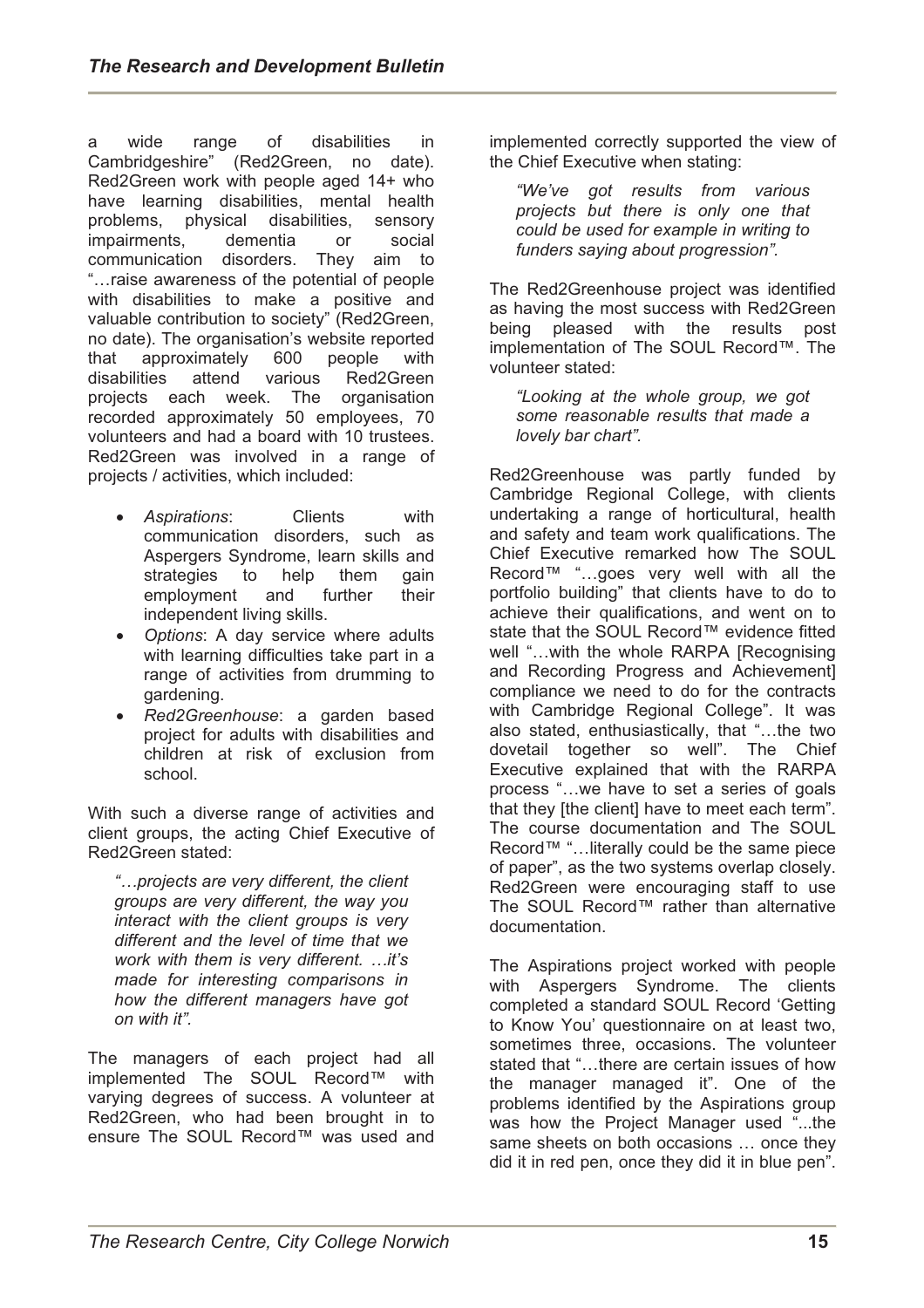a wide range of disabilities in Cambridgeshire" (Red2Green, no date). Red2Green work with people aged 14+ who have learning disabilities, mental health problems, physical disabilities, sensory impairments, dementia or social communication disorders. They aim to "…raise awareness of the potential of people with disabilities to make a positive and valuable contribution to society" (Red2Green, no date). The organisation's website reported that approximately 600 people with disabilities attend various Red2Green projects each week. The organisation recorded approximately 50 employees, 70 volunteers and had a board with 10 trustees. Red2Green was involved in a range of projects / activities, which included:

- *Aspirations*: Clients with communication disorders, such as Aspergers Syndrome, learn skills and strategies to help them gain employment and further their independent living skills.
- *Options*: A day service where adults with learning difficulties take part in a range of activities from drumming to gardening.
- *Red2Greenhouse*: a garden based project for adults with disabilities and children at risk of exclusion from school.

With such a diverse range of activities and client groups, the acting Chief Executive of Red2Green stated:

> *"…projects are very different, the client groups are very different, the way you interact with the client groups is very different and the level of time that we work with them is very different. …it's made for interesting comparisons in how the different managers have got on with it".*

The managers of each project had all implemented The SOUL Record™ with varying degrees of success. A volunteer at Red2Green, who had been brought in to ensure The SOUL Record™ was used and implemented correctly supported the view of the Chief Executive when stating:

> *"We've got results from various projects but there is only one that could be used for example in writing to funders saying about progression".*

The Red2Greenhouse project was identified as having the most success with Red2Green being pleased with the results post implementation of The SOUL Record™. The volunteer stated:

> *"Looking at the whole group, we got some reasonable results that made a lovely bar chart".*

Red2Greenhouse was partly funded by Cambridge Regional College, with clients undertaking a range of horticultural, health and safety and team work qualifications. The Chief Executive remarked how The SOUL Record™ "…goes very well with all the portfolio building" that clients have to do to achieve their qualifications, and went on to state that the SOUL Record™ evidence fitted well "…with the whole RARPA [Recognising and Recording Progress and Achievement] compliance we need to do for the contracts with Cambridge Regional College". It was also stated, enthusiastically, that "…the two dovetail together so well". The Chief Executive explained that with the RARPA process "…we have to set a series of goals that they [the client] have to meet each term". The course documentation and The SOUL Record™ "…literally could be the same piece of paper", as the two systems overlap closely. Red2Green were encouraging staff to use The SOUL Record™ rather than alternative documentation.

The Aspirations project worked with people with Aspergers Syndrome. The clients completed a standard SOUL Record 'Getting to Know You' questionnaire on at least two, sometimes three, occasions. The volunteer stated that "…there are certain issues of how the manager managed it". One of the problems identified by the Aspirations group was how the Project Manager used "...the same sheets on both occasions … once they did it in red pen, once they did it in blue pen".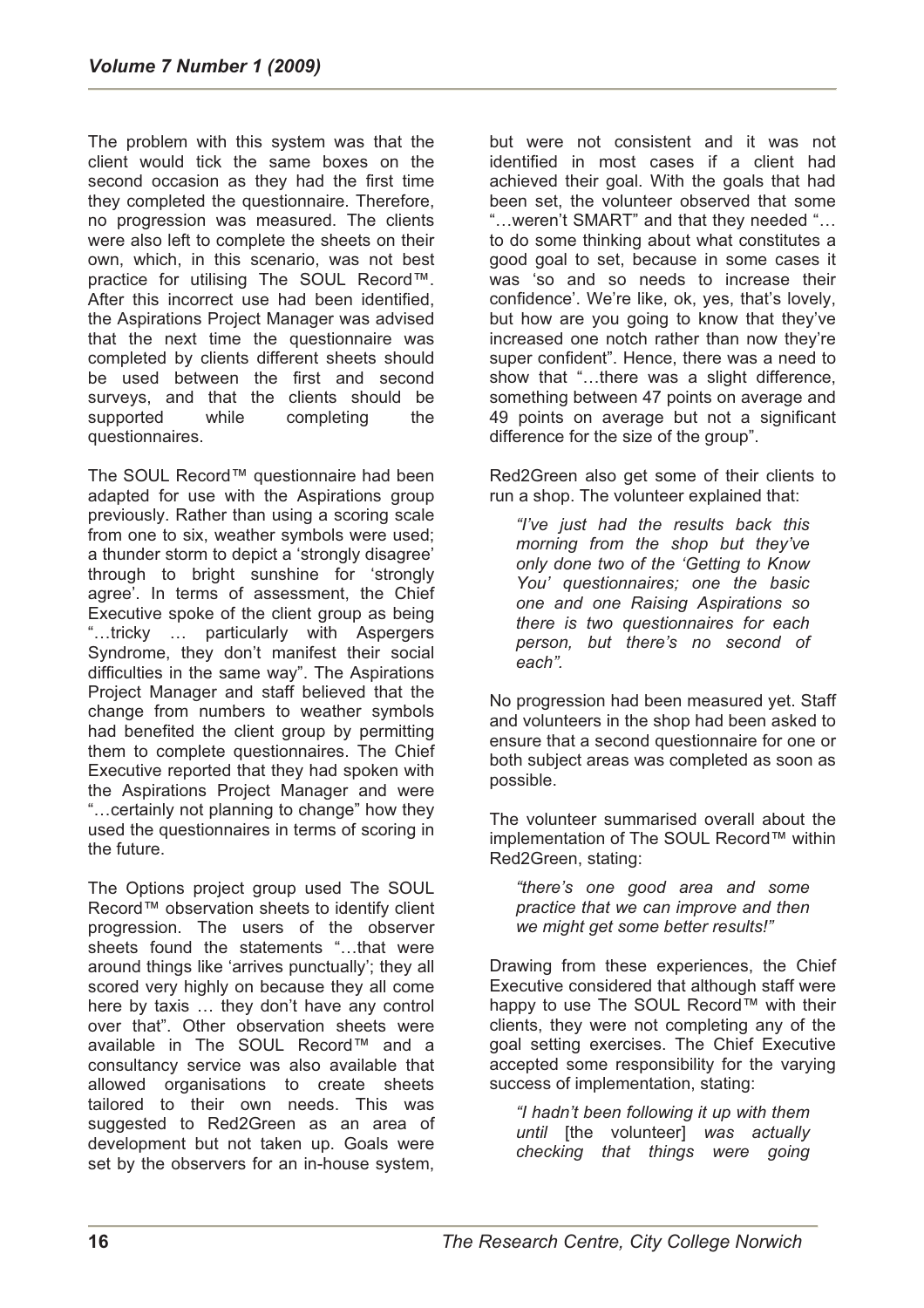The problem with this system was that the client would tick the same boxes on the second occasion as they had the first time they completed the questionnaire. Therefore, no progression was measured. The clients were also left to complete the sheets on their own, which, in this scenario, was not best practice for utilising The SOUL Record™. After this incorrect use had been identified, the Aspirations Project Manager was advised that the next time the questionnaire was completed by clients different sheets should be used between the first and second surveys, and that the clients should be supported while completing the questionnaires.

The SOUL Record™ questionnaire had been adapted for use with the Aspirations group previously. Rather than using a scoring scale from one to six, weather symbols were used; a thunder storm to depict a 'strongly disagree' through to bright sunshine for 'strongly agree'. In terms of assessment, the Chief Executive spoke of the client group as being "…tricky … particularly with Aspergers Syndrome, they don't manifest their social difficulties in the same way". The Aspirations Project Manager and staff believed that the change from numbers to weather symbols had benefited the client group by permitting them to complete questionnaires. The Chief Executive reported that they had spoken with the Aspirations Project Manager and were "…certainly not planning to change" how they used the questionnaires in terms of scoring in the future.

The Options project group used The SOUL Record™ observation sheets to identify client progression. The users of the observer sheets found the statements "…that were around things like 'arrives punctually'; they all scored very highly on because they all come here by taxis … they don't have any control over that". Other observation sheets were available in The SOUL Record™ and a consultancy service was also available that allowed organisations to create sheets tailored to their own needs. This was suggested to Red2Green as an area of development but not taken up. Goals were set by the observers for an in-house system, but were not consistent and it was not identified in most cases if a client had achieved their goal. With the goals that had been set, the volunteer observed that some "…weren't SMART" and that they needed "…to do some thinking about what constitutes a good goal to set, because in some cases it was 'so and so needs to increase their confidence'. We're like, ok, yes, that's lovely, but how are you going to know that they've increased one notch rather than now they're super confident". Hence, there was a need to show that "…there was a slight difference, something between 47 points on average and 49 points on average but not a significant difference for the size of the group".

Red2Green also get some of their clients to run a shop. The volunteer explained that:

> *"I've just had the results back this morning from the shop but they've only done two of the 'Getting to Know You' questionnaires; one the basic one and one Raising Aspirations so there is two questionnaires for each person, but there's no second of each".*

No progression had been measured yet. Staff and volunteers in the shop had been asked to ensure that a second questionnaire for one or both subject areas was completed as soon as possible.

The volunteer summarised overall about the implementation of The SOUL Record™ within Red2Green, stating:

> *"there's one good area and some practice that we can improve and then we might get some better results!"*

Drawing from these experiences, the Chief Executive considered that although staff were happy to use The SOUL Record™ with their clients, they were not completing any of the goal setting exercises. The Chief Executive accepted some responsibility for the varying success of implementation, stating:

> *"I hadn't been following it up with them until* [the volunteer] *was actually checking that things were going*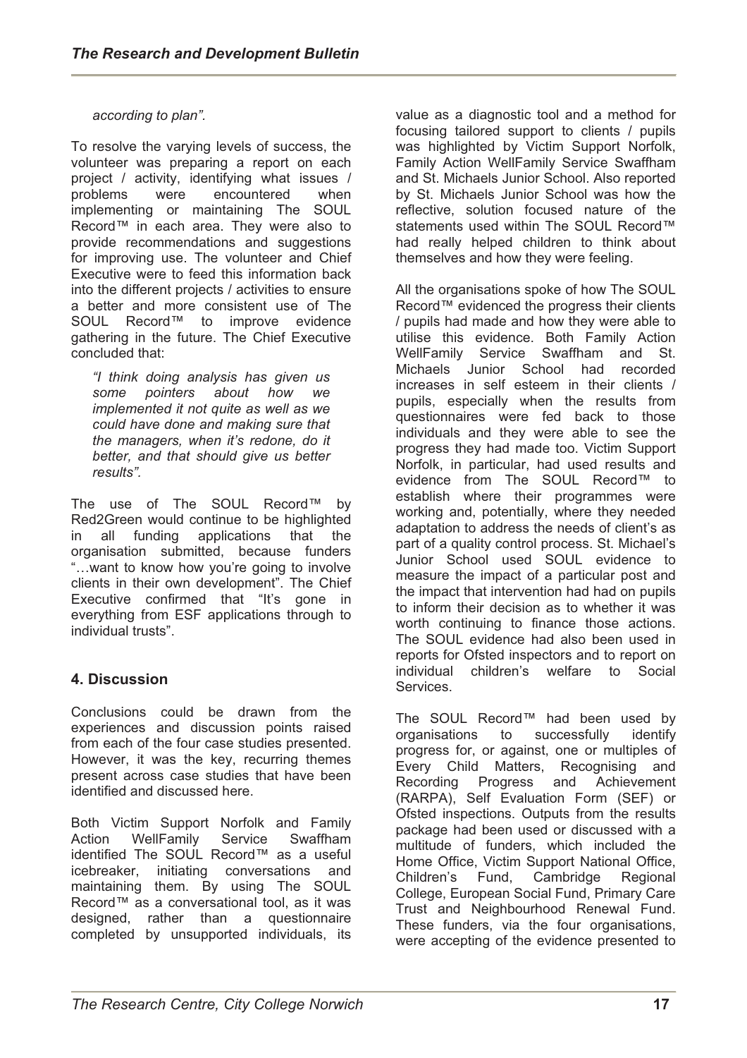*according to plan".*

To resolve the varying levels of success, the volunteer was preparing a report on each project / activity, identifying what issues / problems were encountered when implementing or maintaining The SOUL Record™ in each area. They were also to provide recommendations and suggestions for improving use. The volunteer and Chief Executive were to feed this information back into the different projects / activities to ensure a better and more consistent use of The SOUL Record™ to improve evidence gathering in the future. The Chief Executive concluded that:

> *"I think doing analysis has given us some pointers about how we implemented it not quite as well as we could have done and making sure that the managers, when it's redone, do it better, and that should give us better results".*

The use of The SOUL Record™ by Red2Green would continue to be highlighted in all funding applications that the organisation submitted, because funders "…want to know how you're going to involve clients in their own development". The Chief Executive confirmed that "It's gone in everything from ESF applications through to individual trusts".

## 4. Discussion

Conclusions could be drawn from the experiences and discussion points raised from each of the four case studies presented. However, it was the key, recurring themes present across case studies that have been identified and discussed here.

Both Victim Support Norfolk and Family Action WellFamily Service Swaffham identified The SOUL Record™ as a useful icebreaker, initiating conversations and maintaining them. By using The SOUL Record™ as a conversational tool, as it was designed, rather than a questionnaire completed by unsupported individuals, its value as a diagnostic tool and a method for focusing tailored support to clients / pupils was highlighted by Victim Support Norfolk, Family Action WellFamily Service Swaffham and St. Michaels Junior School. Also reported by St. Michaels Junior School was how the reflective, solution focused nature of the statements used within The SOUL Record™ had really helped children to think about themselves and how they were feeling.

All the organisations spoke of how The SOUL Record™ evidenced the progress their clients / pupils had made and how they were able to utilise this evidence. Both Family Action WellFamily Service Swaffham and St. Michaels Junior School had recorded increases in self esteem in their clients / pupils, especially when the results from questionnaires were fed back to those individuals and they were able to see the progress they had made too. Victim Support Norfolk, in particular, had used results and evidence from The SOUL Record™ to establish where their programmes were working and, potentially, where they needed adaptation to address the needs of client's as part of a quality control process. St. Michael's Junior School used SOUL evidence to measure the impact of a particular post and the impact that intervention had had on pupils to inform their decision as to whether it was worth continuing to finance those actions. The SOUL evidence had also been used in reports for Ofsted inspectors and to report on individual children's welfare to Social Services.

The SOUL Record™ had been used by organisations to successfully identify progress for, or against, one or multiples of Every Child Matters, Recognising and Recording Progress and Achievement (RARPA), Self Evaluation Form (SEF) or Ofsted inspections. Outputs from the results package had been used or discussed with a multitude of funders, which included the Home Office, Victim Support National Office, Children's Fund, Cambridge Regional College, European Social Fund, Primary Care Trust and Neighbourhood Renewal Fund. These funders, via the four organisations, were accepting of the evidence presented to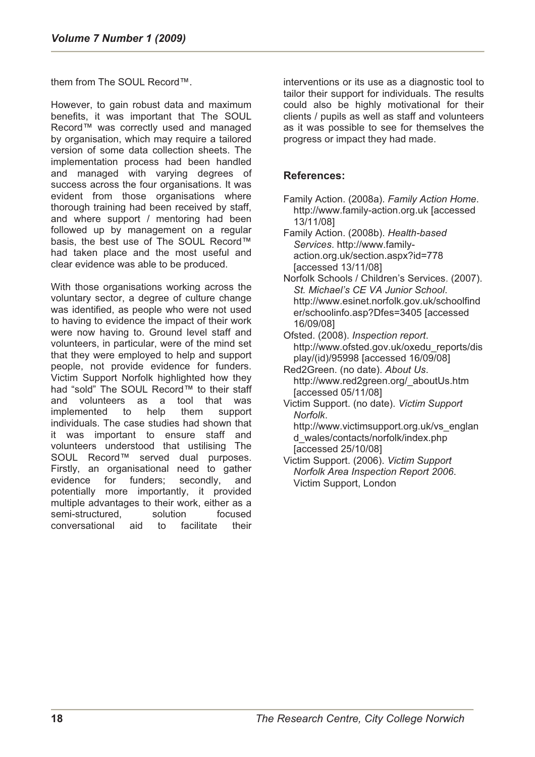them from The SOUL Record™.

However, to gain robust data and maximum benefits, it was important that The SOUL Record™ was correctly used and managed by organisation, which may require a tailored version of some data collection sheets. The implementation process had been handled and managed with varying degrees of success across the four organisations. It was evident from those organisations where thorough training had been received by staff, and where support / mentoring had been followed up by management on a regular basis, the best use of The SOUL Record™ had taken place and the most useful and clear evidence was able to be produced.

With those organisations working across the voluntary sector, a degree of culture change was identified, as people who were not used to having to evidence the impact of their work were now having to. Ground level staff and volunteers, in particular, were of the mind set that they were employed to help and support people, not provide evidence for funders. Victim Support Norfolk highlighted how they had "sold" The SOUL Record™ to their staff and volunteers as a tool that was implemented to help them support individuals. The case studies had shown that it was important to ensure staff and volunteers understood that ustilising The SOUL Record™ served dual purposes. Firstly, an organisational need to gather evidence for funders; secondly, and potentially more importantly, it provided multiple advantages to their work, either as a semi-structured, solution focused conversational aid to facilitate their interventions or its use as a diagnostic tool to tailor their support for individuals. The results could also be highly motivational for their clients / pupils as well as staff and volunteers as it was possible to see for themselves the progress or impact they had made.

## References:

Family Action. (2008a). *Family Action Home*. http://www.family-action.org.uk [accessed 13/11/08]

Family Action. (2008b). *Health-based Services*. http://www.family-action.org.uk/section.aspx?id=778 [accessed 13/11/08]

Norfolk Schools / Children's Services. (2007). *St. Michael's CE VA Junior School*. http://www.esinet.norfolk.gov.uk/schoolfinder/schoolinfo.asp?Dfes=3405 [accessed 16/09/08]

Ofsted. (2008). *Inspection report*. http://www.ofsted.gov.uk/oxedu_reports/display/(id)/95998 [accessed 16/09/08]

Red2Green. (no date). *About Us*. http://www.red2green.org/_aboutUs.htm [accessed 05/11/08]

Victim Support. (no date). *Victim Support Norfolk*. http://www.victimsupport.org.uk/vs_england_wales/contacts/norfolk/index.php [accessed 25/10/08]

Victim Support. (2006). *Victim Support Norfolk Area Inspection Report 2006*. Victim Support, London